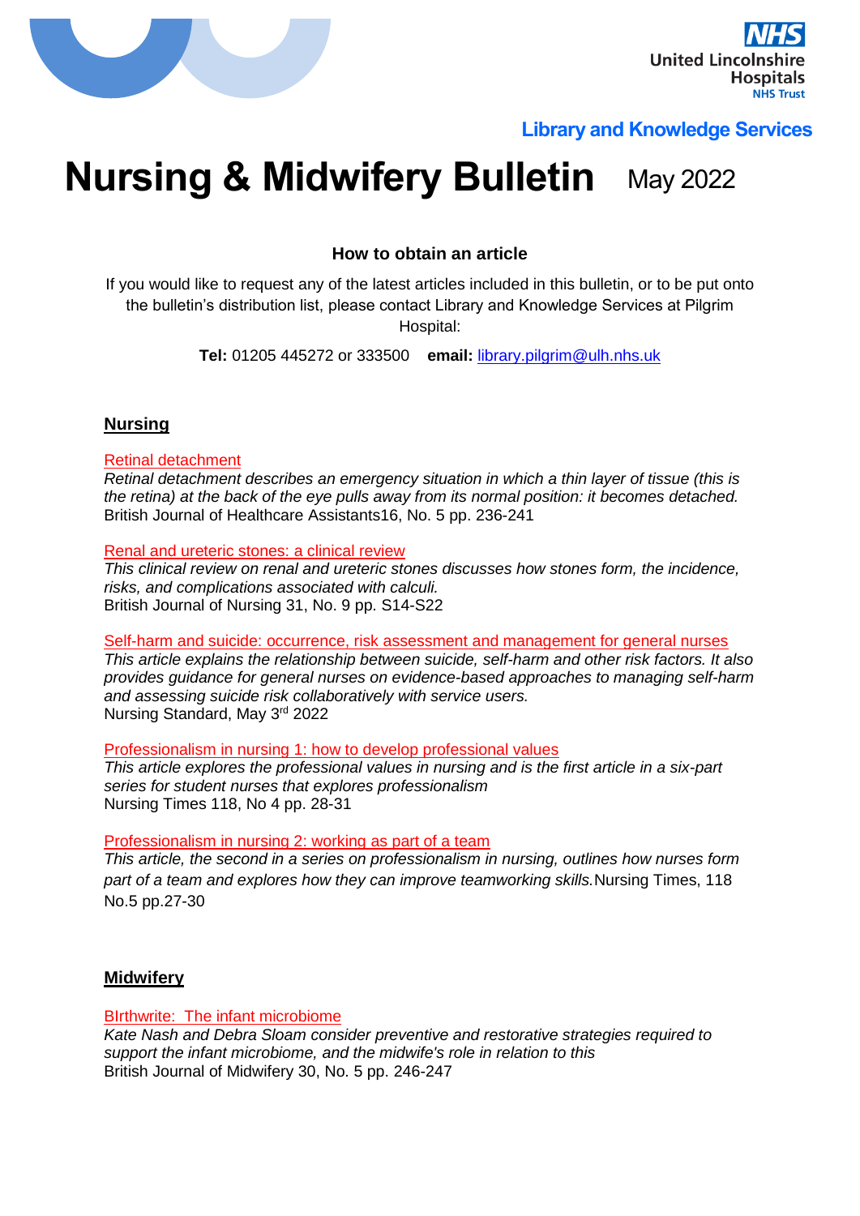United Lincolnshire Hospitals NHS Trust

**Library and Knowledge Services**

# Nursing & Midwifery Bulletin May 2022

### How to obtain an article

If you would like to request any of the latest articles included in this bulletin, or to be put onto the bulletin's distribution list, please contact Library and Knowledge Services at Pilgrim Hospital:

**Tel:** 01205 445272 or 333500 **email:** library.pilgrim@ulh.nhs.uk

## Nursing

Retinal detachment
*Retinal detachment describes an emergency situation in which a thin layer of tissue (this is the retina) at the back of the eye pulls away from its normal position: it becomes detached.*
British Journal of Healthcare Assistants16, No. 5 pp. 236-241

Renal and ureteric stones: a clinical review
*This clinical review on renal and ureteric stones discusses how stones form, the incidence, risks, and complications associated with calculi.*
British Journal of Nursing 31, No. 9 pp. S14-S22

Self-harm and suicide: occurrence, risk assessment and management for general nurses
*This article explains the relationship between suicide, self-harm and other risk factors. It also provides guidance for general nurses on evidence-based approaches to managing self-harm and assessing suicide risk collaboratively with service users.*
Nursing Standard, May 3rd 2022

Professionalism in nursing 1: how to develop professional values
*This article explores the professional values in nursing and is the first article in a six-part series for student nurses that explores professionalism*
Nursing Times 118, No 4 pp. 28-31

Professionalism in nursing 2: working as part of a team
*This article, the second in a series on professionalism in nursing, outlines how nurses form part of a team and explores how they can improve teamworking skills.* Nursing Times, 118 No.5 pp.27-30

## Midwifery

BIrthwrite: The infant microbiome
*Kate Nash and Debra Sloam consider preventive and restorative strategies required to support the infant microbiome, and the midwife's role in relation to this*
British Journal of Midwifery 30, No. 5 pp. 246-247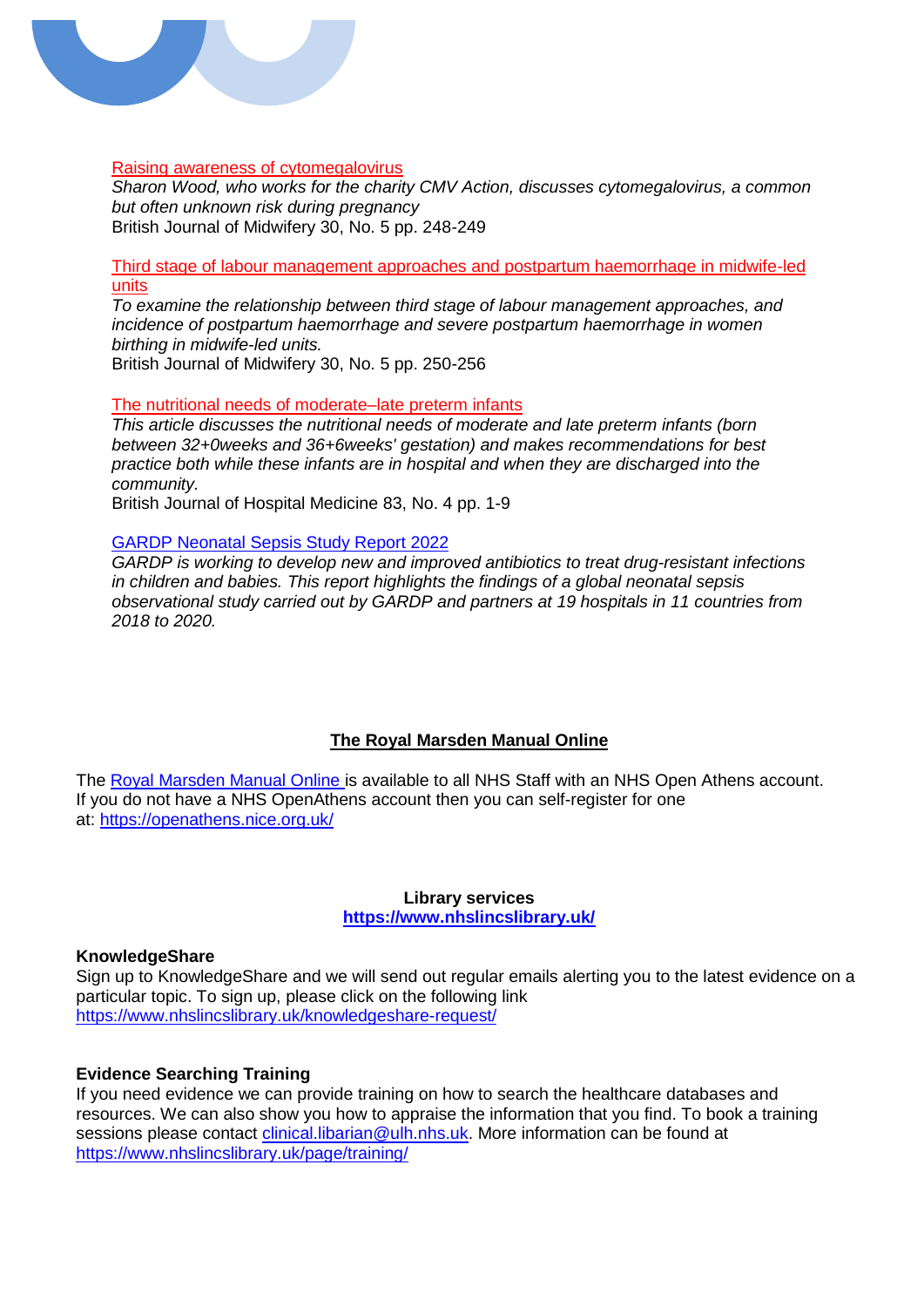[Raising awareness of cytomegalovirus](#)

*Sharon Wood, who works for the charity CMV Action, discusses cytomegalovirus, a common but often unknown risk during pregnancy*

British Journal of Midwifery 30, No. 5 pp. 248-249

[Third stage of labour management approaches and postpartum haemorrhage in midwife-led units](#)

*To examine the relationship between third stage of labour management approaches, and incidence of postpartum haemorrhage and severe postpartum haemorrhage in women birthing in midwife-led units.*

British Journal of Midwifery 30, No. 5 pp. 250-256

[The nutritional needs of moderate–late preterm infants](#)

*This article discusses the nutritional needs of moderate and late preterm infants (born between 32+0weeks and 36+6weeks' gestation) and makes recommendations for best practice both while these infants are in hospital and when they are discharged into the community.*

British Journal of Hospital Medicine 83, No. 4 pp. 1-9

[GARDP Neonatal Sepsis Study Report 2022](#)

*GARDP is working to develop new and improved antibiotics to treat drug-resistant infections in children and babies. This report highlights the findings of a global neonatal sepsis observational study carried out by GARDP and partners at 19 hospitals in 11 countries from 2018 to 2020.*

## The Royal Marsden Manual Online

The [Royal Marsden Manual Online](#) is available to all NHS Staff with an NHS Open Athens account. If you do not have a NHS OpenAthens account then you can self-register for one at: https://openathens.nice.org.uk/

## Library services

**https://www.nhslincslibrary.uk/**

**KnowledgeShare**

Sign up to KnowledgeShare and we will send out regular emails alerting you to the latest evidence on a particular topic. To sign up, please click on the following link https://www.nhslincslibrary.uk/knowledgeshare-request/

**Evidence Searching Training**

If you need evidence we can provide training on how to search the healthcare databases and resources. We can also show you how to appraise the information that you find. To book a training sessions please contact clinical.libarian@ulh.nhs.uk. More information can be found at https://www.nhslincslibrary.uk/page/training/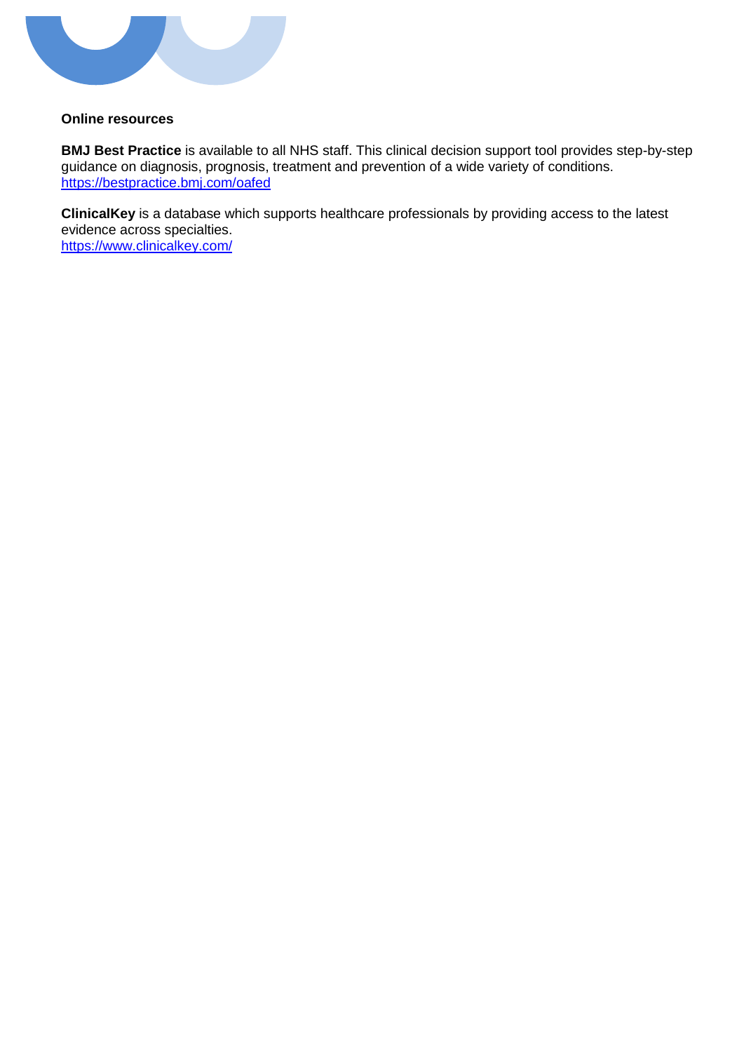**Online resources**

**BMJ Best Practice** is available to all NHS staff. This clinical decision support tool provides step-by-step guidance on diagnosis, prognosis, treatment and prevention of a wide variety of conditions.
https://bestpractice.bmj.com/oafed

**ClinicalKey** is a database which supports healthcare professionals by providing access to the latest evidence across specialties.
https://www.clinicalkey.com/